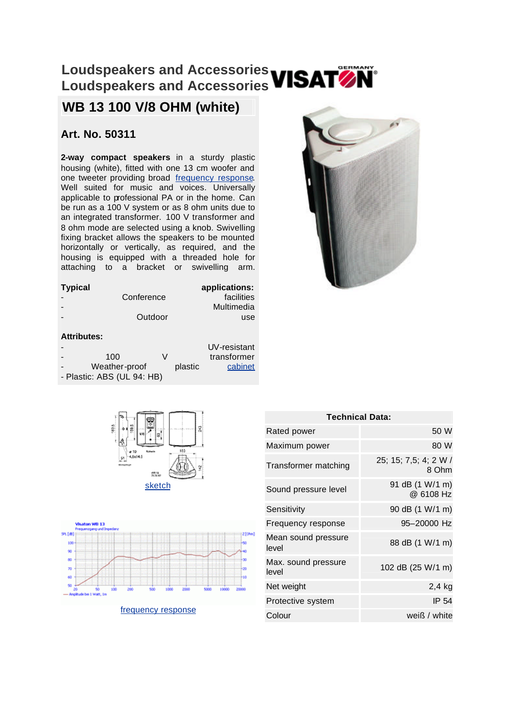# Loudspeakers and Accessories

Loudspeakers and Accessories

VISATON GERMANY

## WB 13 100 V/8 OHM (white)

### Art. No. 50311

**2-way compact speakers** in a sturdy plastic housing (white), fitted with one 13 cm woofer and one tweeter providing broad frequency response. Well suited for music and voices. Universally applicable to professional PA or in the home. Can be run as a 100 V system or as 8 ohm units due to an integrated transformer. 100 V transformer and 8 ohm mode are selected using a knob. Swivelling fixing bracket allows the speakers to be mounted horizontally or vertically, as required, and the housing is equipped with a threaded hole for attaching to a bracket or swivelling arm.

**Typical applications:**

- Conference facilities
- Multimedia
- Outdoor use

**Attributes:**

- UV-resistant
- 100 V transformer
- Weather-proof plastic cabinet
- Plastic: ABS (UL 94: HB)

sketch

Visaton WB 13
Frequenzgang und Impedanz
SPL [dB]
Z [Ohm]
100
90
80
70
60
50
50
40
30
20
10
20 50 100 200 500 1000 2000 5000 10000 20000
Amplitude bei 1 Watt, 1m

frequency response

| Technical Data: | |
|---|---|
| Rated power | 50 W |
| Maximum power | 80 W |
| Transformer matching | 25; 15; 7,5; 4; 2 W / 8 Ohm |
| Sound pressure level | 91 dB (1 W/1 m) @ 6108 Hz |
| Sensitivity | 90 dB (1 W/1 m) |
| Frequency response | 95–20000 Hz |
| Mean sound pressure level | 88 dB (1 W/1 m) |
| Max. sound pressure level | 102 dB (25 W/1 m) |
| Net weight | 2,4 kg |
| Protective system | IP 54 |
| Colour | weiß / white |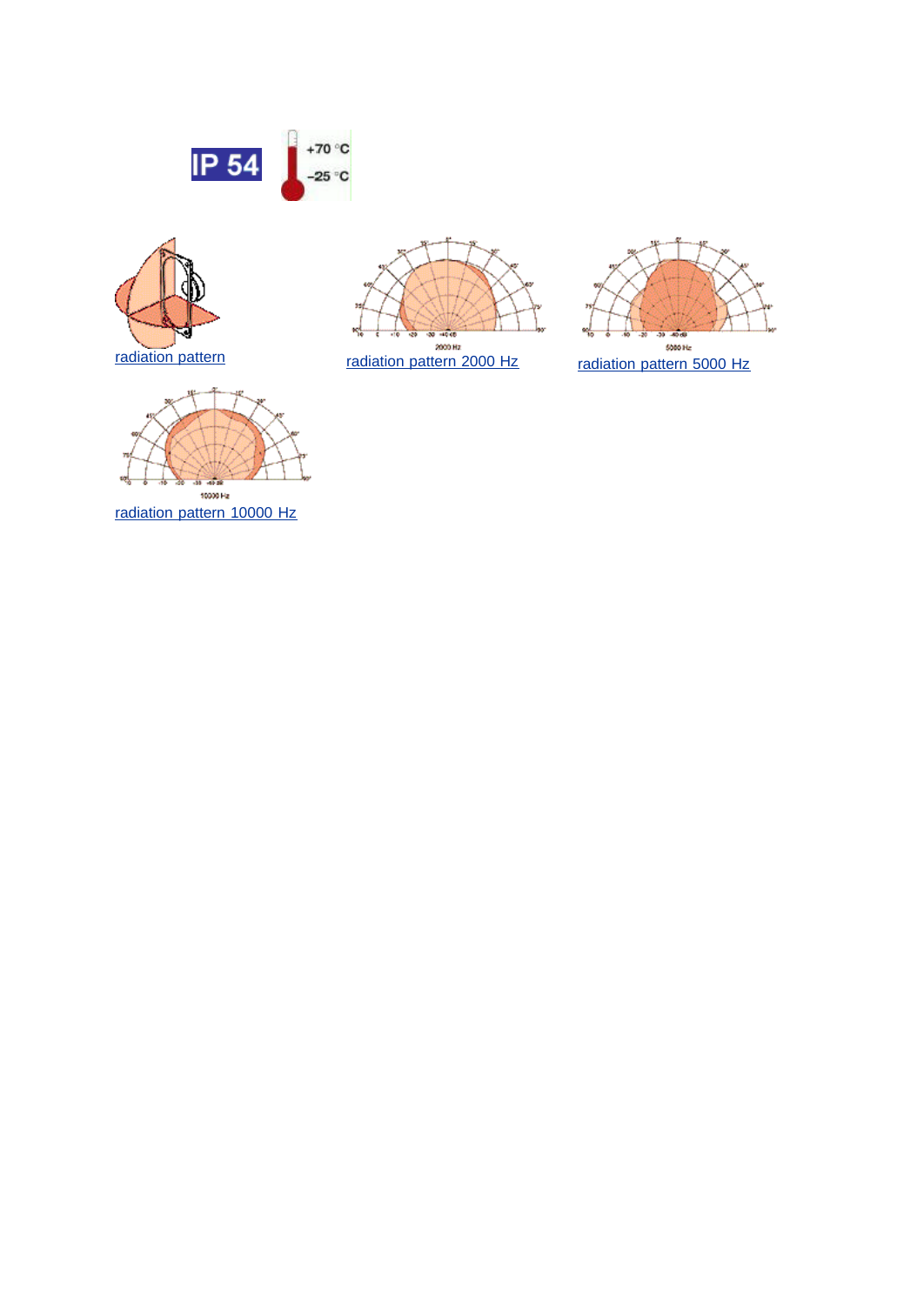IP 54

+70 °C

−25 °C

radiation pattern

radiation pattern 2000 Hz

radiation pattern 5000 Hz

radiation pattern 10000 Hz